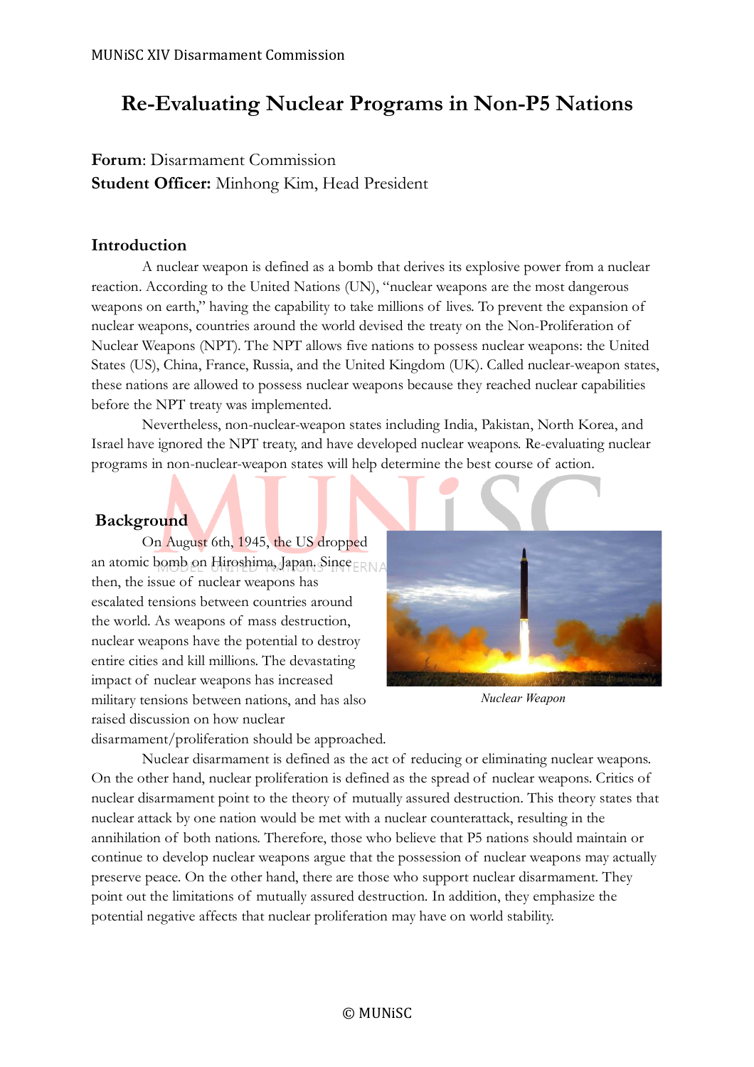# Re-Evaluating Nuclear Programs in Non-P5 Nations

**Forum**: Disarmament Commission
**Student Officer:** Minhong Kim, Head President

## Introduction

A nuclear weapon is defined as a bomb that derives its explosive power from a nuclear reaction. According to the United Nations (UN), "nuclear weapons are the most dangerous weapons on earth," having the capability to take millions of lives. To prevent the expansion of nuclear weapons, countries around the world devised the treaty on the Non-Proliferation of Nuclear Weapons (NPT). The NPT allows five nations to possess nuclear weapons: the United States (US), China, France, Russia, and the United Kingdom (UK). Called nuclear-weapon states, these nations are allowed to possess nuclear weapons because they reached nuclear capabilities before the NPT treaty was implemented.

Nevertheless, non-nuclear-weapon states including India, Pakistan, North Korea, and Israel have ignored the NPT treaty, and have developed nuclear weapons. Re-evaluating nuclear programs in non-nuclear-weapon states will help determine the best course of action.

## Background

On August 6th, 1945, the US dropped an atomic bomb on Hiroshima, Japan. Since then, the issue of nuclear weapons has escalated tensions between countries around the world. As weapons of mass destruction, nuclear weapons have the potential to destroy entire cities and kill millions. The devastating impact of nuclear weapons has increased military tensions between nations, and has also raised discussion on how nuclear disarmament/proliferation should be approached.

*Nuclear Weapon*

Nuclear disarmament is defined as the act of reducing or eliminating nuclear weapons. On the other hand, nuclear proliferation is defined as the spread of nuclear weapons. Critics of nuclear disarmament point to the theory of mutually assured destruction. This theory states that nuclear attack by one nation would be met with a nuclear counterattack, resulting in the annihilation of both nations. Therefore, those who believe that P5 nations should maintain or continue to develop nuclear weapons argue that the possession of nuclear weapons may actually preserve peace. On the other hand, there are those who support nuclear disarmament. They point out the limitations of mutually assured destruction. In addition, they emphasize the potential negative affects that nuclear proliferation may have on world stability.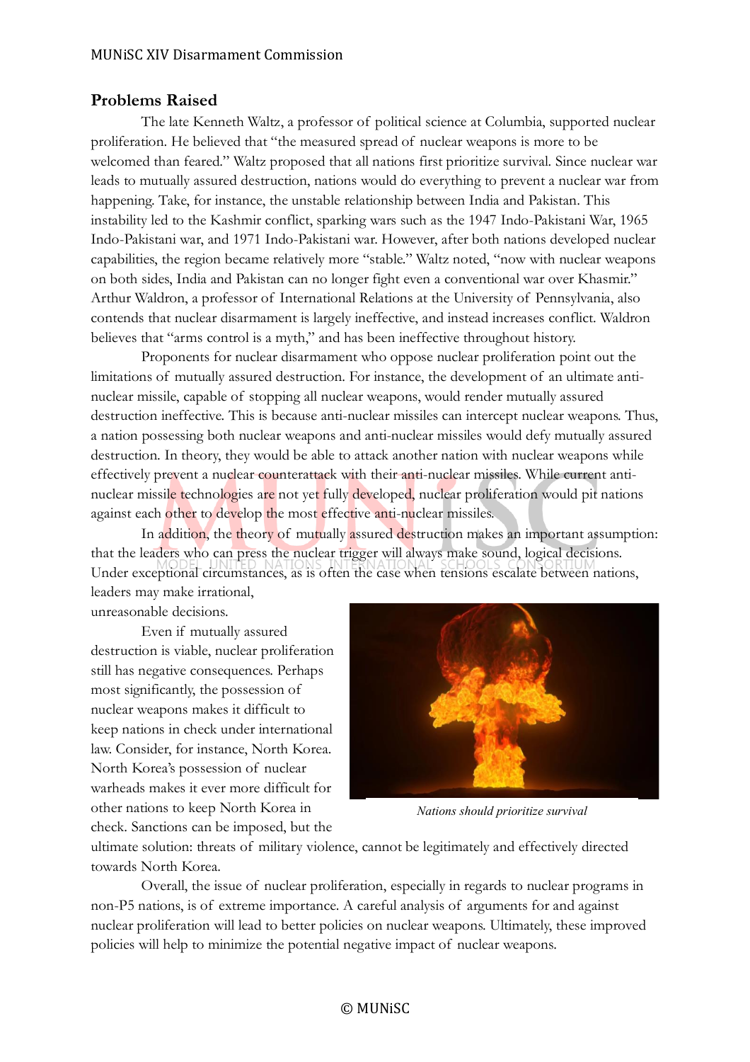## Problems Raised

The late Kenneth Waltz, a professor of political science at Columbia, supported nuclear proliferation. He believed that "the measured spread of nuclear weapons is more to be welcomed than feared." Waltz proposed that all nations first prioritize survival. Since nuclear war leads to mutually assured destruction, nations would do everything to prevent a nuclear war from happening. Take, for instance, the unstable relationship between India and Pakistan. This instability led to the Kashmir conflict, sparking wars such as the 1947 Indo-Pakistani War, 1965 Indo-Pakistani war, and 1971 Indo-Pakistani war. However, after both nations developed nuclear capabilities, the region became relatively more "stable." Waltz noted, "now with nuclear weapons on both sides, India and Pakistan can no longer fight even a conventional war over Khasmir." Arthur Waldron, a professor of International Relations at the University of Pennsylvania, also contends that nuclear disarmament is largely ineffective, and instead increases conflict. Waldron believes that "arms control is a myth," and has been ineffective throughout history.

Proponents for nuclear disarmament who oppose nuclear proliferation point out the limitations of mutually assured destruction. For instance, the development of an ultimate anti-nuclear missile, capable of stopping all nuclear weapons, would render mutually assured destruction ineffective. This is because anti-nuclear missiles can intercept nuclear weapons. Thus, a nation possessing both nuclear weapons and anti-nuclear missiles would defy mutually assured destruction. In theory, they would be able to attack another nation with nuclear weapons while effectively prevent a nuclear counterattack with their anti-nuclear missiles. While current anti-nuclear missile technologies are not yet fully developed, nuclear proliferation would pit nations against each other to develop the most effective anti-nuclear missiles.

In addition, the theory of mutually assured destruction makes an important assumption: that the leaders who can press the nuclear trigger will always make sound, logical decisions. Under exceptional circumstances, as is often the case when tensions escalate between nations, leaders may make irrational, unreasonable decisions.

Even if mutually assured destruction is viable, nuclear proliferation still has negative consequences. Perhaps most significantly, the possession of nuclear weapons makes it difficult to keep nations in check under international law. Consider, for instance, North Korea. North Korea's possession of nuclear warheads makes it ever more difficult for other nations to keep North Korea in check. Sanctions can be imposed, but the ultimate solution: threats of military violence, cannot be legitimately and effectively directed towards North Korea.

*Nations should prioritize survival*

Overall, the issue of nuclear proliferation, especially in regards to nuclear programs in non-P5 nations, is of extreme importance. A careful analysis of arguments for and against nuclear proliferation will lead to better policies on nuclear weapons. Ultimately, these improved policies will help to minimize the potential negative impact of nuclear weapons.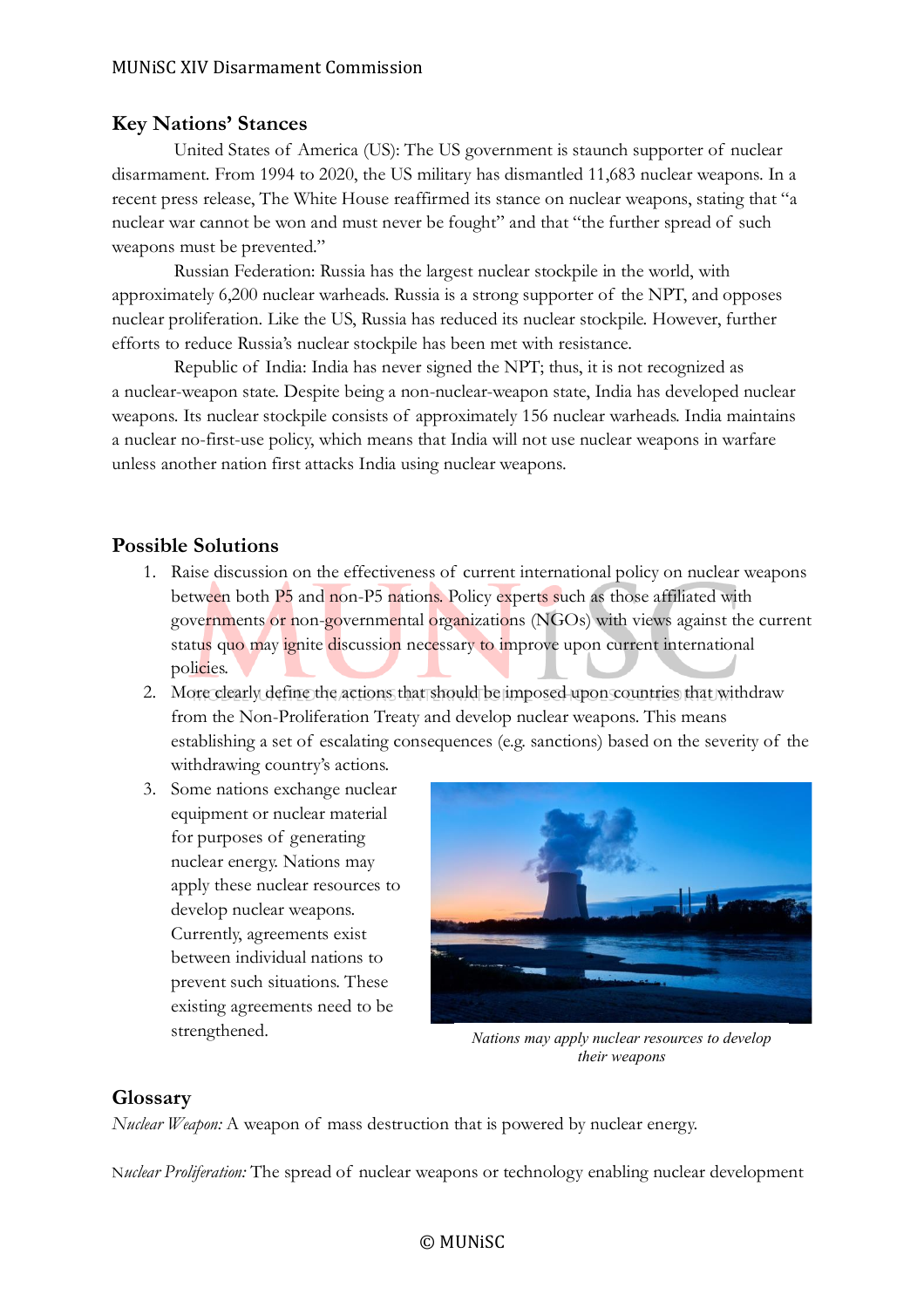## Key Nations' Stances

United States of America (US): The US government is staunch supporter of nuclear disarmament. From 1994 to 2020, the US military has dismantled 11,683 nuclear weapons. In a recent press release, The White House reaffirmed its stance on nuclear weapons, stating that "a nuclear war cannot be won and must never be fought" and that "the further spread of such weapons must be prevented."

Russian Federation: Russia has the largest nuclear stockpile in the world, with approximately 6,200 nuclear warheads. Russia is a strong supporter of the NPT, and opposes nuclear proliferation. Like the US, Russia has reduced its nuclear stockpile. However, further efforts to reduce Russia's nuclear stockpile has been met with resistance.

Republic of India: India has never signed the NPT; thus, it is not recognized as a nuclear-weapon state. Despite being a non-nuclear-weapon state, India has developed nuclear weapons. Its nuclear stockpile consists of approximately 156 nuclear warheads. India maintains a nuclear no-first-use policy, which means that India will not use nuclear weapons in warfare unless another nation first attacks India using nuclear weapons.

## Possible Solutions

1. Raise discussion on the effectiveness of current international policy on nuclear weapons between both P5 and non-P5 nations. Policy experts such as those affiliated with governments or non-governmental organizations (NGOs) with views against the current status quo may ignite discussion necessary to improve upon current international policies.
2. More clearly define the actions that should be imposed upon countries that withdraw from the Non-Proliferation Treaty and develop nuclear weapons. This means establishing a set of escalating consequences (e.g. sanctions) based on the severity of the withdrawing country's actions.
3. Some nations exchange nuclear equipment or nuclear material for purposes of generating nuclear energy. Nations may apply these nuclear resources to develop nuclear weapons. Currently, agreements exist between individual nations to prevent such situations. These existing agreements need to be strengthened.

*Nations may apply nuclear resources to develop their weapons*

## Glossary

*Nuclear Weapon:* A weapon of mass destruction that is powered by nuclear energy.

*Nuclear Proliferation:* The spread of nuclear weapons or technology enabling nuclear development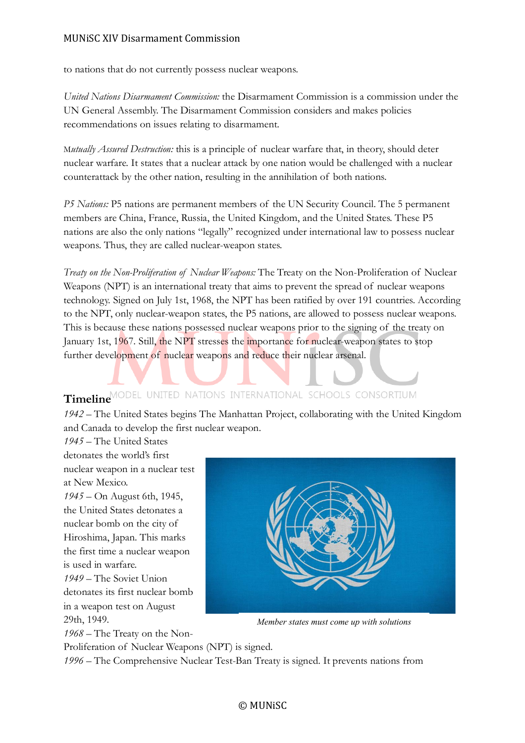to nations that do not currently possess nuclear weapons.

*United Nations Disarmament Commission:* the Disarmament Commission is a commission under the UN General Assembly. The Disarmament Commission considers and makes policies recommendations on issues relating to disarmament.

*Mutually Assured Destruction:* this is a principle of nuclear warfare that, in theory, should deter nuclear warfare. It states that a nuclear attack by one nation would be challenged with a nuclear counterattack by the other nation, resulting in the annihilation of both nations.

*P5 Nations:* P5 nations are permanent members of the UN Security Council. The 5 permanent members are China, France, Russia, the United Kingdom, and the United States. These P5 nations are also the only nations "legally" recognized under international law to possess nuclear weapons. Thus, they are called nuclear-weapon states.

*Treaty on the Non-Proliferation of Nuclear Weapons:* The Treaty on the Non-Proliferation of Nuclear Weapons (NPT) is an international treaty that aims to prevent the spread of nuclear weapons technology. Signed on July 1st, 1968, the NPT has been ratified by over 191 countries. According to the NPT, only nuclear-weapon states, the P5 nations, are allowed to possess nuclear weapons. This is because these nations possessed nuclear weapons prior to the signing of the treaty on January 1st, 1967. Still, the NPT stresses the importance for nuclear-weapon states to stop further development of nuclear weapons and reduce their nuclear arsenal.

## Timeline

*1942* – The United States begins The Manhattan Project, collaborating with the United Kingdom and Canada to develop the first nuclear weapon.

*1945* – The United States detonates the world's first nuclear weapon in a nuclear test at New Mexico.

*1945* – On August 6th, 1945, the United States detonates a nuclear bomb on the city of Hiroshima, Japan. This marks the first time a nuclear weapon is used in warfare.

*1949* – The Soviet Union detonates its first nuclear bomb in a weapon test on August 29th, 1949.

*Member states must come up with solutions*

*1968* – The Treaty on the Non-Proliferation of Nuclear Weapons (NPT) is signed.

*1996* – The Comprehensive Nuclear Test-Ban Treaty is signed. It prevents nations from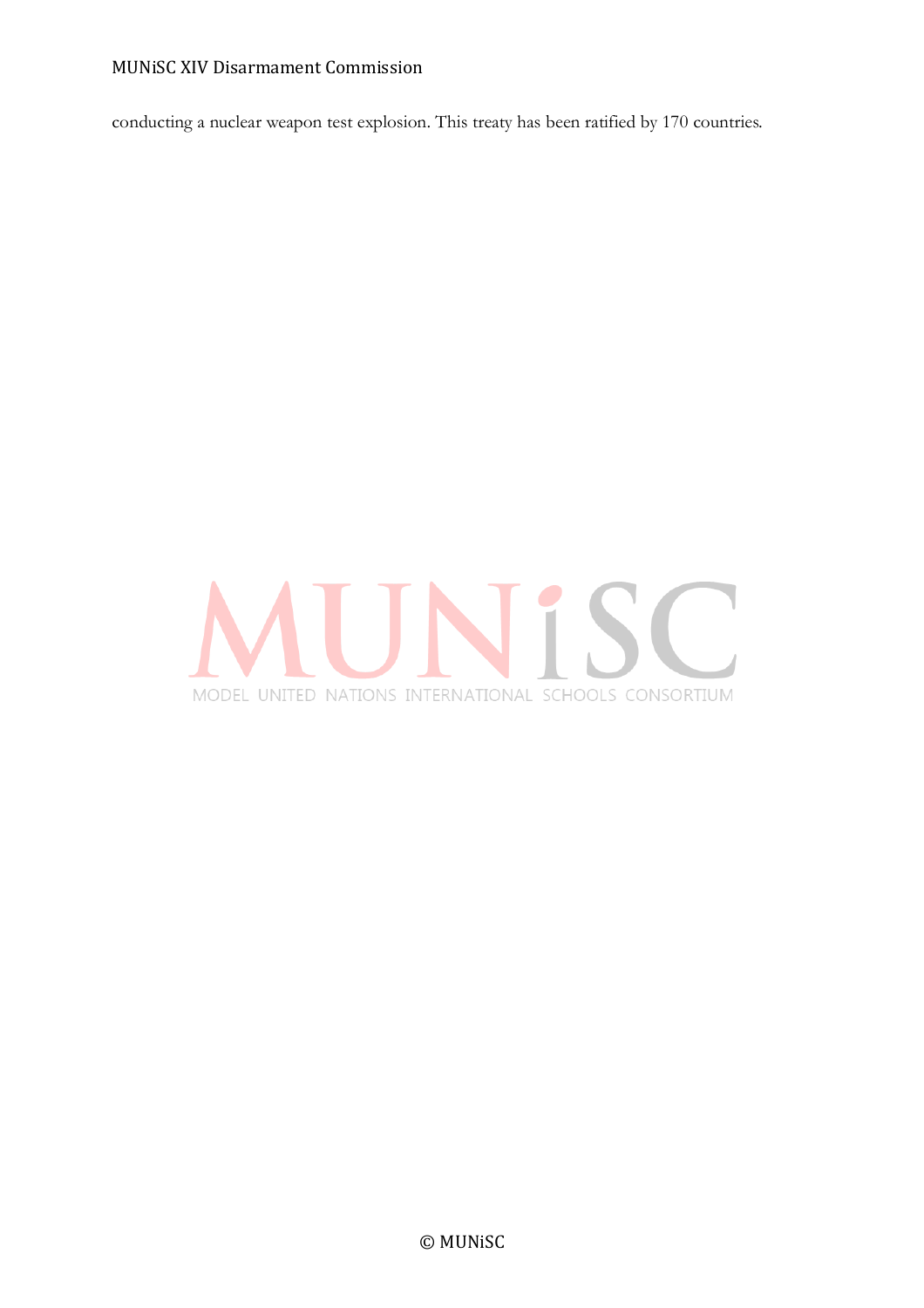conducting a nuclear weapon test explosion. This treaty has been ratified by 170 countries.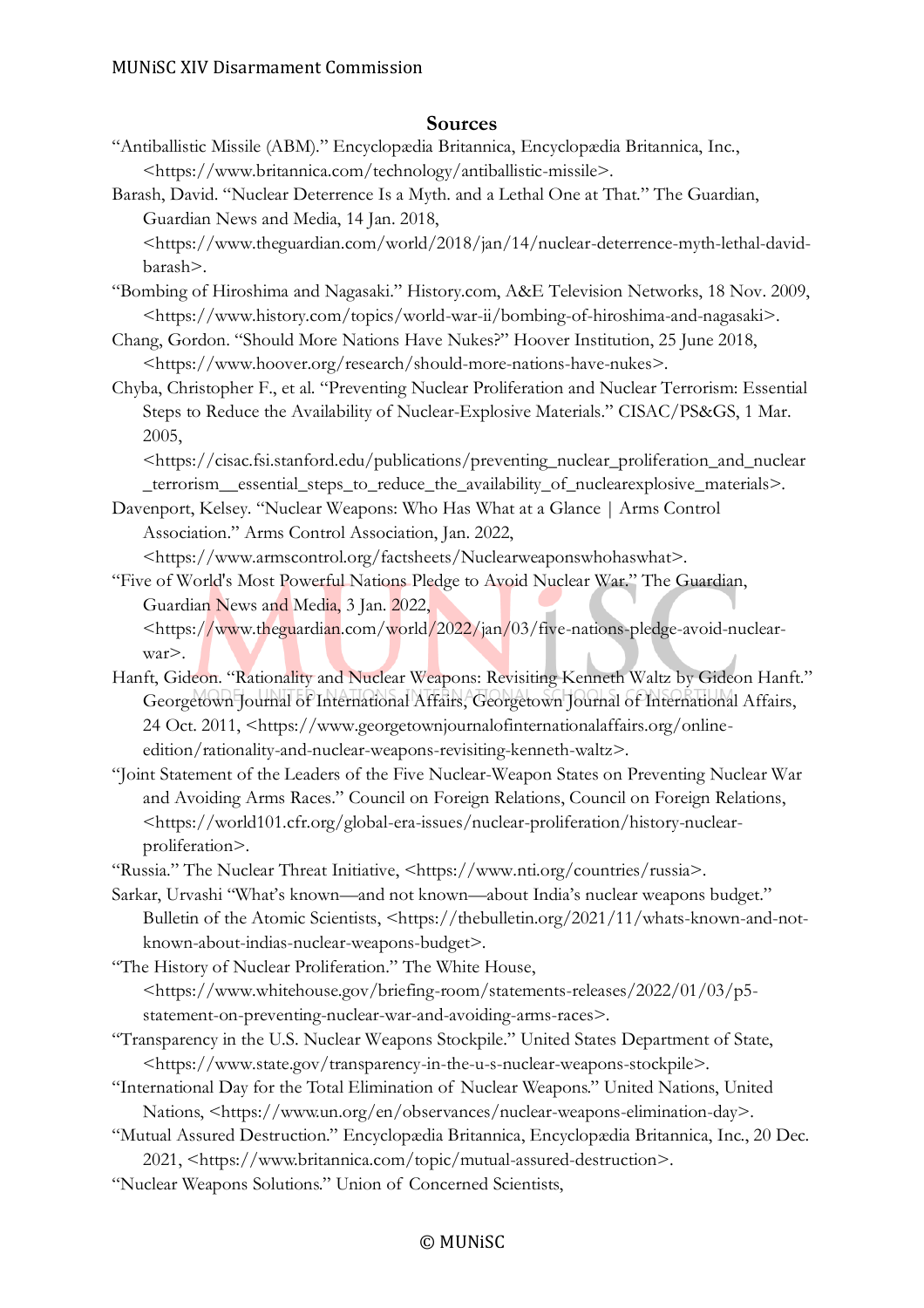## Sources

"Antiballistic Missile (ABM)." Encyclopædia Britannica, Encyclopædia Britannica, Inc., <https://www.britannica.com/technology/antiballistic-missile>.

Barash, David. "Nuclear Deterrence Is a Myth. and a Lethal One at That." The Guardian, Guardian News and Media, 14 Jan. 2018, <https://www.theguardian.com/world/2018/jan/14/nuclear-deterrence-myth-lethal-david-barash>.

"Bombing of Hiroshima and Nagasaki." History.com, A&E Television Networks, 18 Nov. 2009, <https://www.history.com/topics/world-war-ii/bombing-of-hiroshima-and-nagasaki>.

Chang, Gordon. "Should More Nations Have Nukes?" Hoover Institution, 25 June 2018, <https://www.hoover.org/research/should-more-nations-have-nukes>.

Chyba, Christopher F., et al. "Preventing Nuclear Proliferation and Nuclear Terrorism: Essential Steps to Reduce the Availability of Nuclear-Explosive Materials." CISAC/PS&GS, 1 Mar. 2005, <https://cisac.fsi.stanford.edu/publications/preventing_nuclear_proliferation_and_nuclear_terrorism__essential_steps_to_reduce_the_availability_of_nuclearexplosive_materials>.

Davenport, Kelsey. "Nuclear Weapons: Who Has What at a Glance | Arms Control Association." Arms Control Association, Jan. 2022, <https://www.armscontrol.org/factsheets/Nuclearweaponswhohaswhat>.

"Five of World's Most Powerful Nations Pledge to Avoid Nuclear War." The Guardian, Guardian News and Media, 3 Jan. 2022, <https://www.theguardian.com/world/2022/jan/03/five-nations-pledge-avoid-nuclear-war>.

Hanft, Gideon. "Rationality and Nuclear Weapons: Revisiting Kenneth Waltz by Gideon Hanft." Georgetown Journal of International Affairs, Georgetown Journal of International Affairs, 24 Oct. 2011, <https://www.georgetownjournalofinternationalaffairs.org/online-edition/rationality-and-nuclear-weapons-revisiting-kenneth-waltz>.

"Joint Statement of the Leaders of the Five Nuclear-Weapon States on Preventing Nuclear War and Avoiding Arms Races." Council on Foreign Relations, Council on Foreign Relations, <https://world101.cfr.org/global-era-issues/nuclear-proliferation/history-nuclear-proliferation>.

"Russia." The Nuclear Threat Initiative, <https://www.nti.org/countries/russia>.

Sarkar, Urvashi "What's known—and not known—about India's nuclear weapons budget." Bulletin of the Atomic Scientists, <https://thebulletin.org/2021/11/whats-known-and-not-known-about-indias-nuclear-weapons-budget>.

"The History of Nuclear Proliferation." The White House, <https://www.whitehouse.gov/briefing-room/statements-releases/2022/01/03/p5-statement-on-preventing-nuclear-war-and-avoiding-arms-races>.

"Transparency in the U.S. Nuclear Weapons Stockpile." United States Department of State, <https://www.state.gov/transparency-in-the-u-s-nuclear-weapons-stockpile>.

"International Day for the Total Elimination of Nuclear Weapons." United Nations, United Nations, <https://www.un.org/en/observances/nuclear-weapons-elimination-day>.

"Mutual Assured Destruction." Encyclopædia Britannica, Encyclopædia Britannica, Inc., 20 Dec. 2021, <https://www.britannica.com/topic/mutual-assured-destruction>.

"Nuclear Weapons Solutions." Union of Concerned Scientists,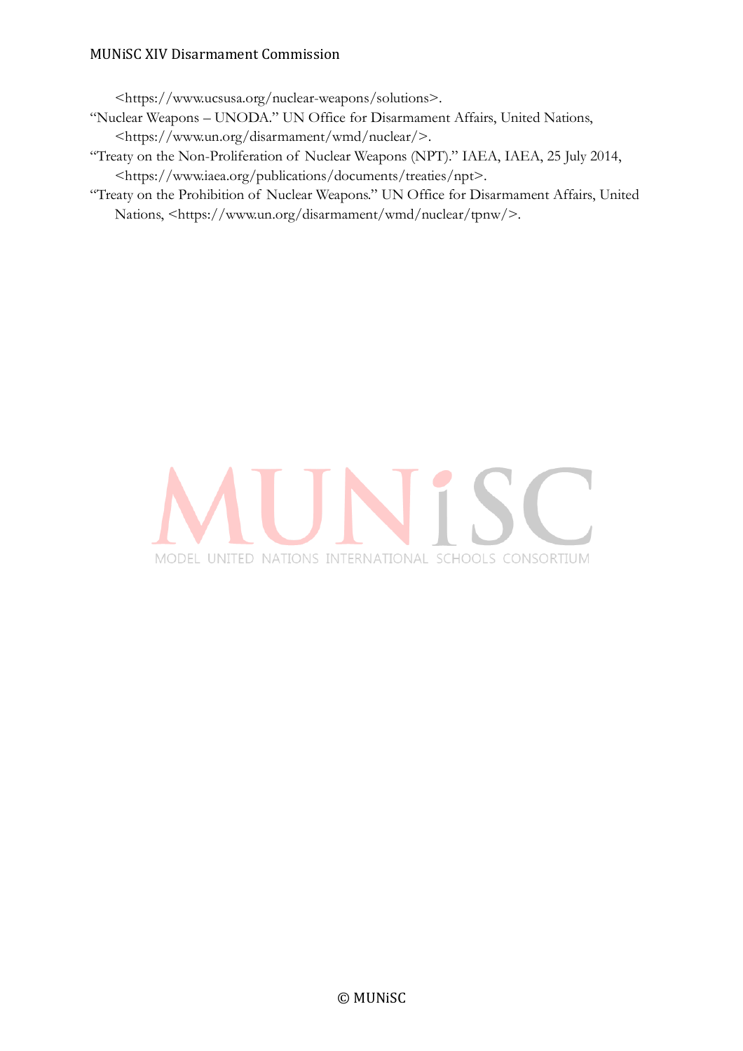<https://www.ucsusa.org/nuclear-weapons/solutions>.

"Nuclear Weapons – UNODA." UN Office for Disarmament Affairs, United Nations, <https://www.un.org/disarmament/wmd/nuclear/>.

"Treaty on the Non-Proliferation of Nuclear Weapons (NPT)." IAEA, IAEA, 25 July 2014, <https://www.iaea.org/publications/documents/treaties/npt>.

"Treaty on the Prohibition of Nuclear Weapons." UN Office for Disarmament Affairs, United Nations, <https://www.un.org/disarmament/wmd/nuclear/tpnw/>.